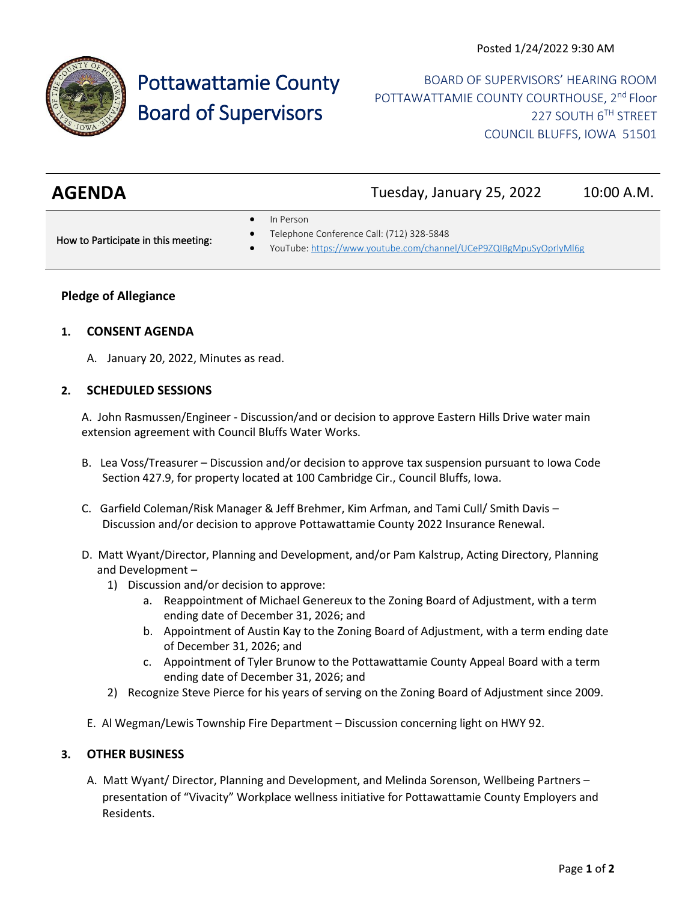Posted 1/24/2022 9:30 AM

# Pottawattamie County Board of Supervisors

BOARD OF SUPERVISORS' HEARING ROOM
POTTAWATTAMIE COUNTY COURTHOUSE, 2nd Floor
227 SOUTH 6TH STREET
COUNCIL BLUFFS, IOWA 51501

## AGENDA

Tuesday, January 25, 2022 — 10:00 A.M.

How to Participate in this meeting:

- In Person
- Telephone Conference Call: (712) 328-5848
- YouTube: https://www.youtube.com/channel/UCeP9ZQIBgMpuSyOprlyMl6g

**Pledge of Allegiance**

### 1. CONSENT AGENDA

A. January 20, 2022, Minutes as read.

### 2. SCHEDULED SESSIONS

A. John Rasmussen/Engineer - Discussion/and or decision to approve Eastern Hills Drive water main extension agreement with Council Bluffs Water Works.

B. Lea Voss/Treasurer – Discussion and/or decision to approve tax suspension pursuant to Iowa Code Section 427.9, for property located at 100 Cambridge Cir., Council Bluffs, Iowa.

C. Garfield Coleman/Risk Manager & Jeff Brehmer, Kim Arfman, and Tami Cull/ Smith Davis – Discussion and/or decision to approve Pottawattamie County 2022 Insurance Renewal.

D. Matt Wyant/Director, Planning and Development, and/or Pam Kalstrup, Acting Directory, Planning and Development –

1) Discussion and/or decision to approve:
   a. Reappointment of Michael Genereux to the Zoning Board of Adjustment, with a term ending date of December 31, 2026; and
   b. Appointment of Austin Kay to the Zoning Board of Adjustment, with a term ending date of December 31, 2026; and
   c. Appointment of Tyler Brunow to the Pottawattamie County Appeal Board with a term ending date of December 31, 2026; and
2) Recognize Steve Pierce for his years of serving on the Zoning Board of Adjustment since 2009.

E. Al Wegman/Lewis Township Fire Department – Discussion concerning light on HWY 92.

### 3. OTHER BUSINESS

A. Matt Wyant/ Director, Planning and Development, and Melinda Sorenson, Wellbeing Partners – presentation of "Vivacity" Workplace wellness initiative for Pottawattamie County Employers and Residents.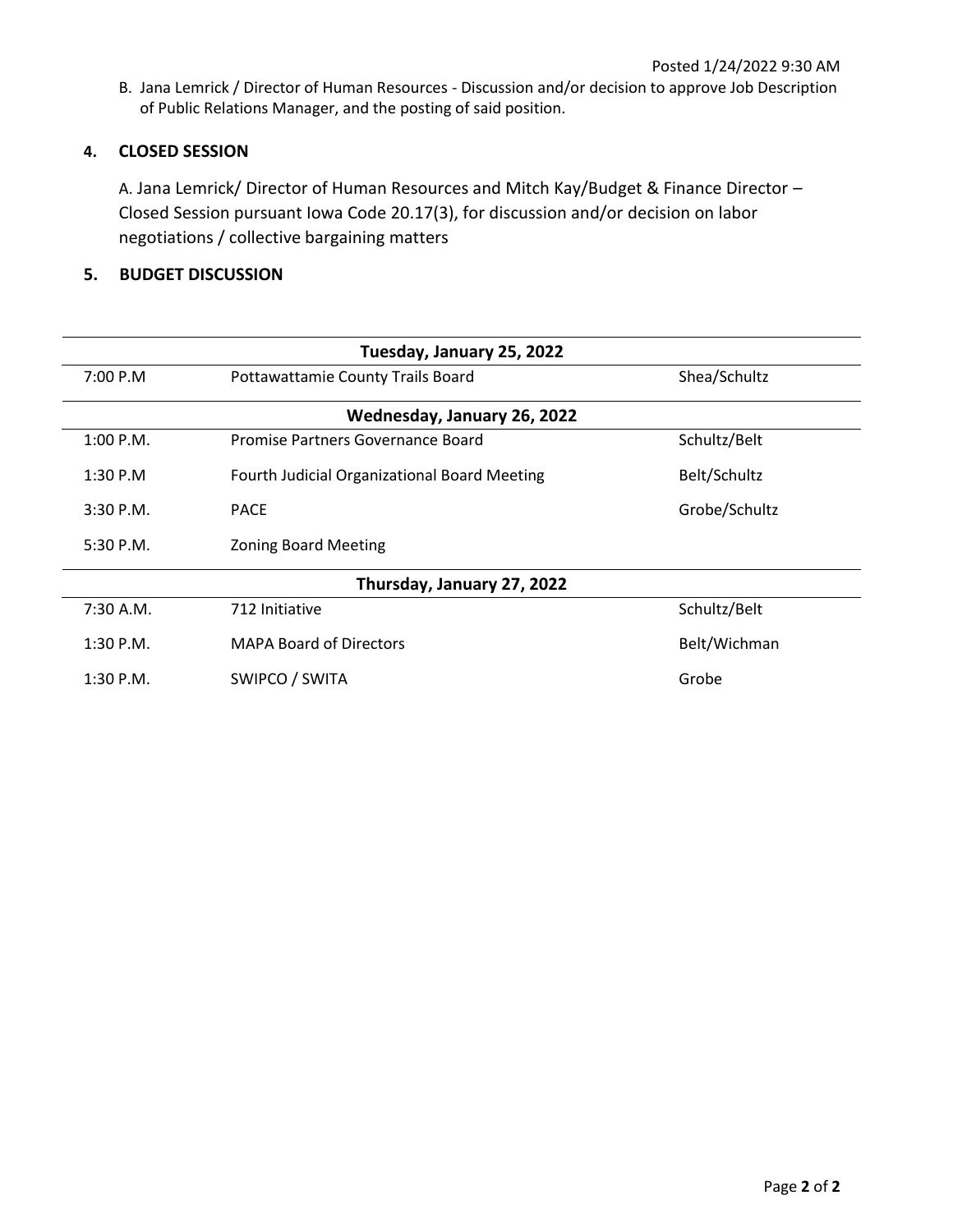Posted 1/24/2022 9:30 AM

B. Jana Lemrick / Director of Human Resources - Discussion and/or decision to approve Job Description of Public Relations Manager, and the posting of said position.

**4. CLOSED SESSION**

A. Jana Lemrick/ Director of Human Resources and Mitch Kay/Budget & Finance Director – Closed Session pursuant Iowa Code 20.17(3), for discussion and/or decision on labor negotiations / collective bargaining matters

**5. BUDGET DISCUSSION**

| | | |
|---|---|---|
| **Tuesday, January 25, 2022** | | |
| 7:00 P.M | Pottawattamie County Trails Board | Shea/Schultz |
| **Wednesday, January 26, 2022** | | |
| 1:00 P.M. | Promise Partners Governance Board | Schultz/Belt |
| 1:30 P.M | Fourth Judicial Organizational Board Meeting | Belt/Schultz |
| 3:30 P.M. | PACE | Grobe/Schultz |
| 5:30 P.M. | Zoning Board Meeting | |
| **Thursday, January 27, 2022** | | |
| 7:30 A.M. | 712 Initiative | Schultz/Belt |
| 1:30 P.M. | MAPA Board of Directors | Belt/Wichman |
| 1:30 P.M. | SWIPCO / SWITA | Grobe |